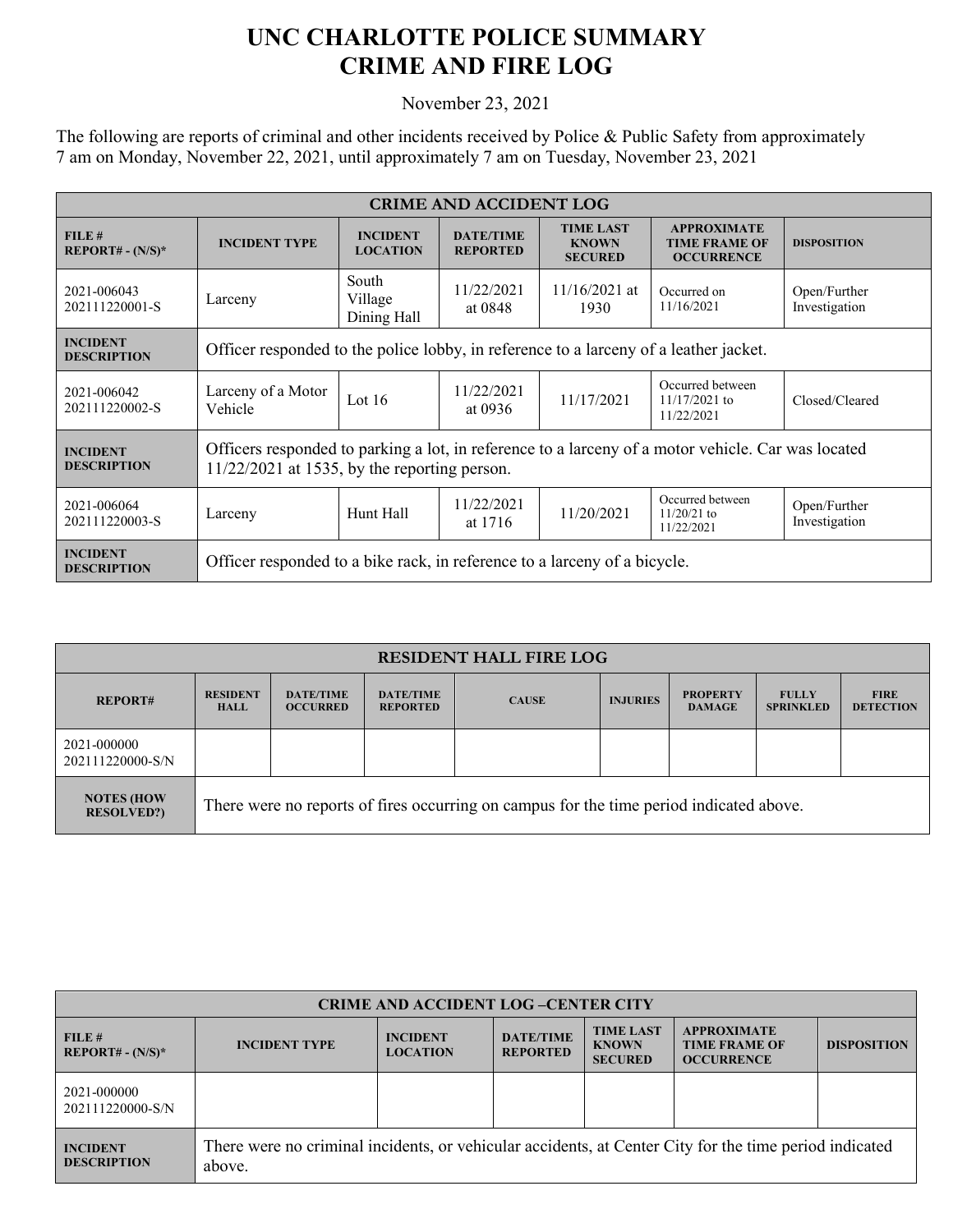# UNC CHARLOTTE POLICE SUMMARY
# CRIME AND FIRE LOG

November 23, 2021

The following are reports of criminal and other incidents received by Police & Public Safety from approximately 7 am on Monday, November 22, 2021, until approximately 7 am on Tuesday, November 23, 2021

| CRIME AND ACCIDENT LOG | | | | | | |
|---|---|---|---|---|---|---|
| **FILE # REPORT# - (N/S)*** | **INCIDENT TYPE** | **INCIDENT LOCATION** | **DATE/TIME REPORTED** | **TIME LAST KNOWN SECURED** | **APPROXIMATE TIME FRAME OF OCCURRENCE** | **DISPOSITION** |
| 2021-006043 202111220001-S | Larceny | South Village Dining Hall | 11/22/2021 at 0848 | 11/16/2021 at 1930 | Occurred on 11/16/2021 | Open/Further Investigation |
| **INCIDENT DESCRIPTION** | Officer responded to the police lobby, in reference to a larceny of a leather jacket. | | | | | |
| 2021-006042 202111220002-S | Larceny of a Motor Vehicle | Lot 16 | 11/22/2021 at 0936 | 11/17/2021 | Occurred between 11/17/2021 to 11/22/2021 | Closed/Cleared |
| **INCIDENT DESCRIPTION** | Officers responded to parking a lot, in reference to a larceny of a motor vehicle. Car was located 11/22/2021 at 1535, by the reporting person. | | | | | |
| 2021-006064 202111220003-S | Larceny | Hunt Hall | 11/22/2021 at 1716 | 11/20/2021 | Occurred between 11/20/21 to 11/22/2021 | Open/Further Investigation |
| **INCIDENT DESCRIPTION** | Officer responded to a bike rack, in reference to a larceny of a bicycle. | | | | | |

| RESIDENT HALL FIRE LOG | | | | | | | | |
|---|---|---|---|---|---|---|---|---|
| **REPORT#** | **RESIDENT HALL** | **DATE/TIME OCCURRED** | **DATE/TIME REPORTED** | **CAUSE** | **INJURIES** | **PROPERTY DAMAGE** | **FULLY SPRINKLED** | **FIRE DETECTION** |
| 2021-000000 202111220000-S/N | | | | | | | | |
| **NOTES (HOW RESOLVED?)** | There were no reports of fires occurring on campus for the time period indicated above. | | | | | | | |

| CRIME AND ACCIDENT LOG –CENTER CITY | | | | | | |
|---|---|---|---|---|---|---|
| **FILE # REPORT# - (N/S)*** | **INCIDENT TYPE** | **INCIDENT LOCATION** | **DATE/TIME REPORTED** | **TIME LAST KNOWN SECURED** | **APPROXIMATE TIME FRAME OF OCCURRENCE** | **DISPOSITION** |
| 2021-000000 202111220000-S/N | | | | | | |
| **INCIDENT DESCRIPTION** | There were no criminal incidents, or vehicular accidents, at Center City for the time period indicated above. | | | | | |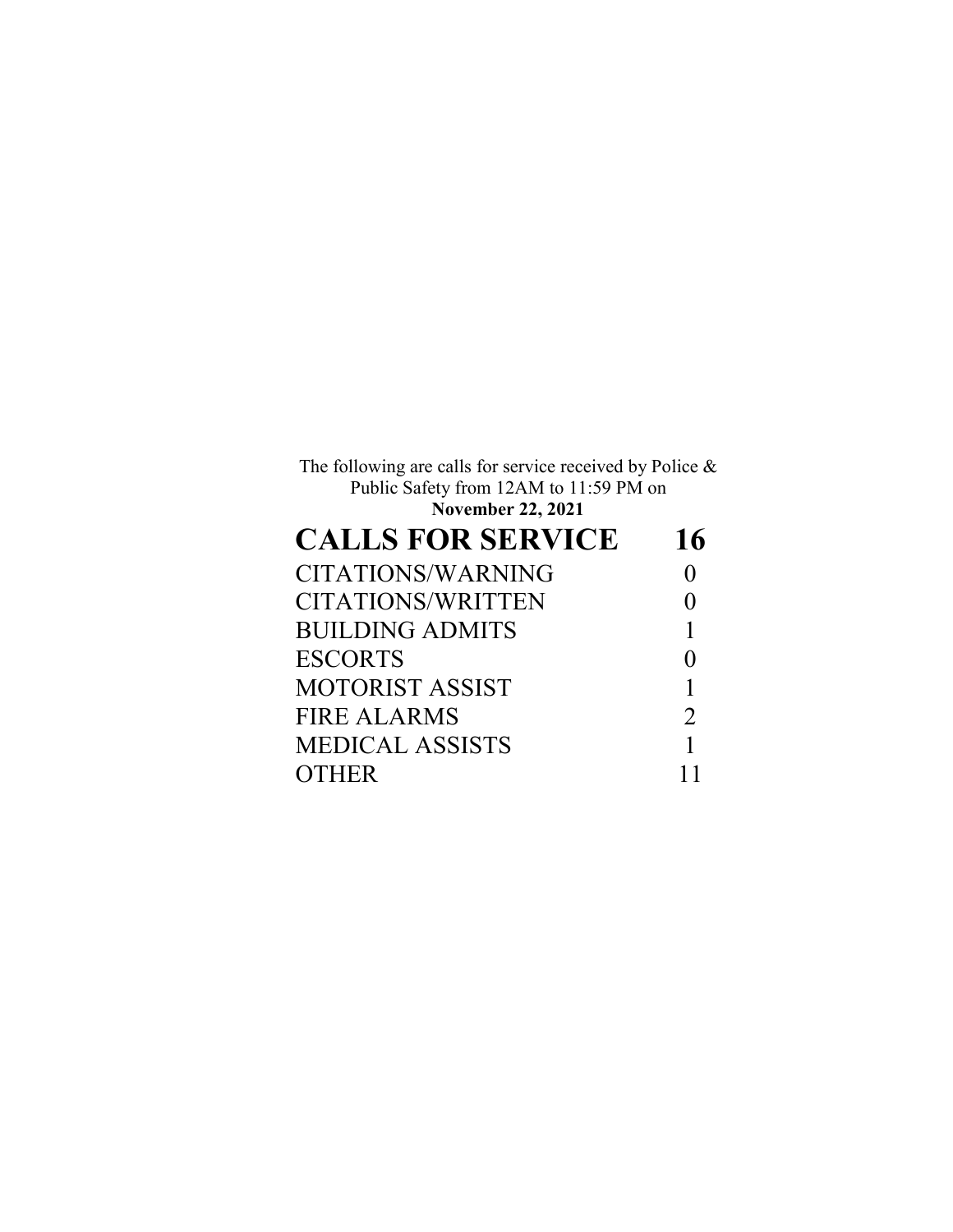The following are calls for service received by Police & Public Safety from 12AM to 11:59 PM on

**November 22, 2021**

| | |
|---|---|
| **CALLS FOR SERVICE** | **16** |
| CITATIONS/WARNING | 0 |
| CITATIONS/WRITTEN | 0 |
| BUILDING ADMITS | 1 |
| ESCORTS | 0 |
| MOTORIST ASSIST | 1 |
| FIRE ALARMS | 2 |
| MEDICAL ASSISTS | 1 |
| OTHER | 11 |